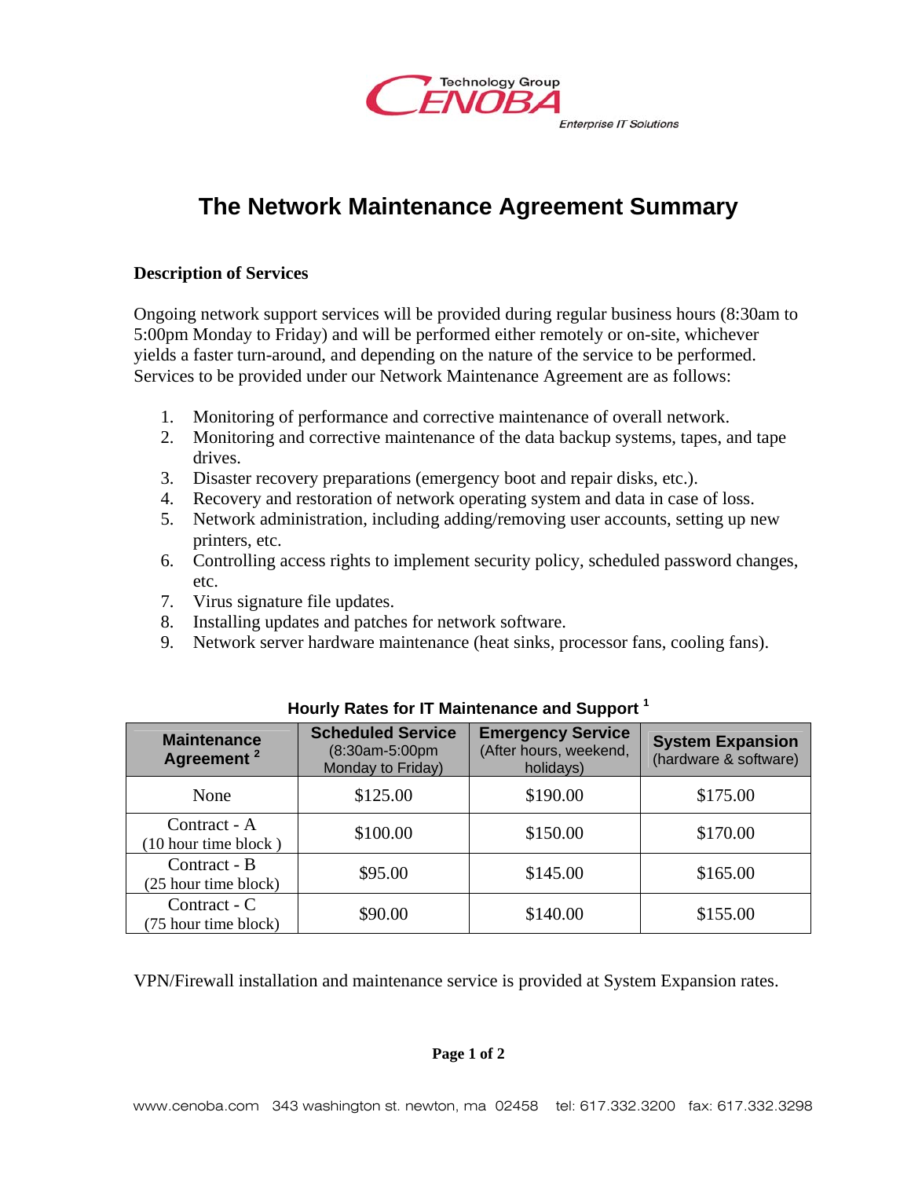Technology Group

CENOBA

*Enterprise IT Solutions*

# The Network Maintenance Agreement Summary

**Description of Services**

Ongoing network support services will be provided during regular business hours (8:30am to 5:00pm Monday to Friday) and will be performed either remotely or on-site, whichever yields a faster turn-around, and depending on the nature of the service to be performed. Services to be provided under our Network Maintenance Agreement are as follows:

1. Monitoring of performance and corrective maintenance of overall network.
2. Monitoring and corrective maintenance of the data backup systems, tapes, and tape drives.
3. Disaster recovery preparations (emergency boot and repair disks, etc.).
4. Recovery and restoration of network operating system and data in case of loss.
5. Network administration, including adding/removing user accounts, setting up new printers, etc.
6. Controlling access rights to implement security policy, scheduled password changes, etc.
7. Virus signature file updates.
8. Installing updates and patches for network software.
9. Network server hardware maintenance (heat sinks, processor fans, cooling fans).

**Hourly Rates for IT Maintenance and Support [1]**

| Maintenance Agreement [2] | Scheduled Service (8:30am-5:00pm Monday to Friday) | Emergency Service (After hours, weekend, holidays) | System Expansion (hardware & software) |
|---|---|---|---|
| None | $125.00 | $190.00 | $175.00 |
| Contract - A (10 hour time block ) | $100.00 | $150.00 | $170.00 |
| Contract - B (25 hour time block) | $95.00 | $145.00 | $165.00 |
| Contract - C (75 hour time block) | $90.00 | $140.00 | $155.00 |

VPN/Firewall installation and maintenance service is provided at System Expansion rates.

www.cenoba.com 343 washington st. newton, ma 02458 tel: 617.332.3200 fax: 617.332.3298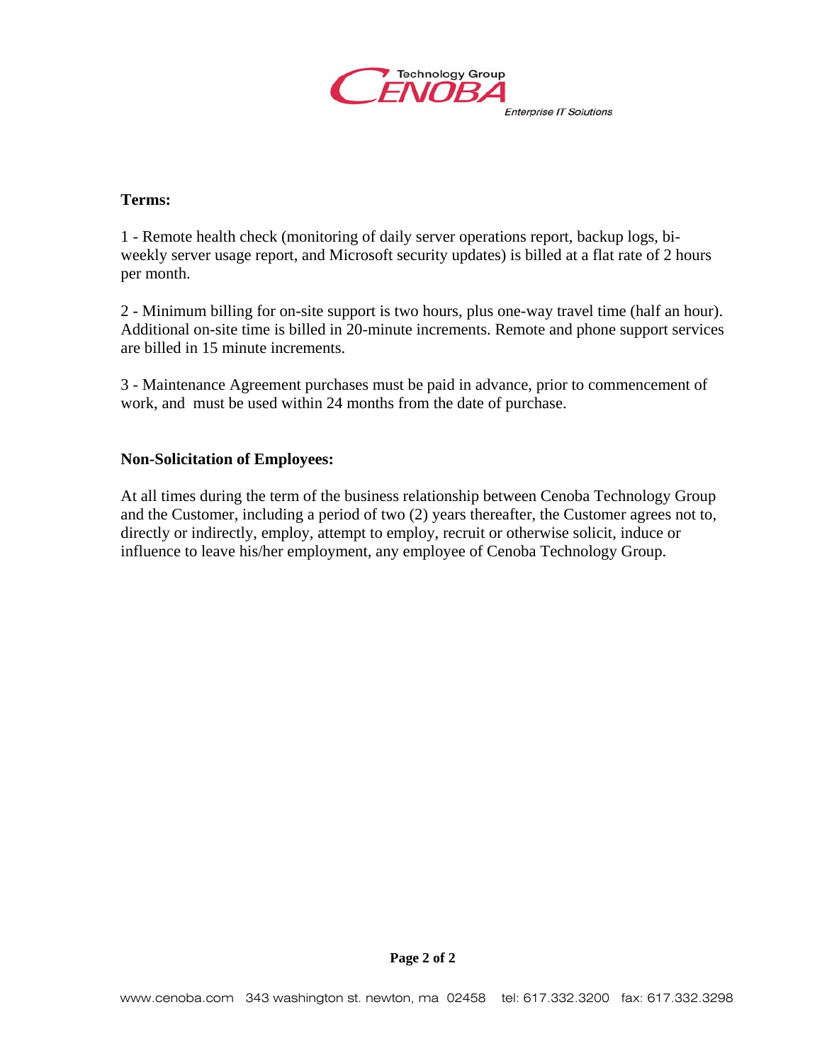**Terms:**

1 - Remote health check (monitoring of daily server operations report, backup logs, bi-weekly server usage report, and Microsoft security updates) is billed at a flat rate of 2 hours per month.

2 - Minimum billing for on-site support is two hours, plus one-way travel time (half an hour). Additional on-site time is billed in 20-minute increments. Remote and phone support services are billed in 15 minute increments.

3 - Maintenance Agreement purchases must be paid in advance, prior to commencement of work, and must be used within 24 months from the date of purchase.

**Non-Solicitation of Employees:**

At all times during the term of the business relationship between Cenoba Technology Group and the Customer, including a period of two (2) years thereafter, the Customer agrees not to, directly or indirectly, employ, attempt to employ, recruit or otherwise solicit, induce or influence to leave his/her employment, any employee of Cenoba Technology Group.